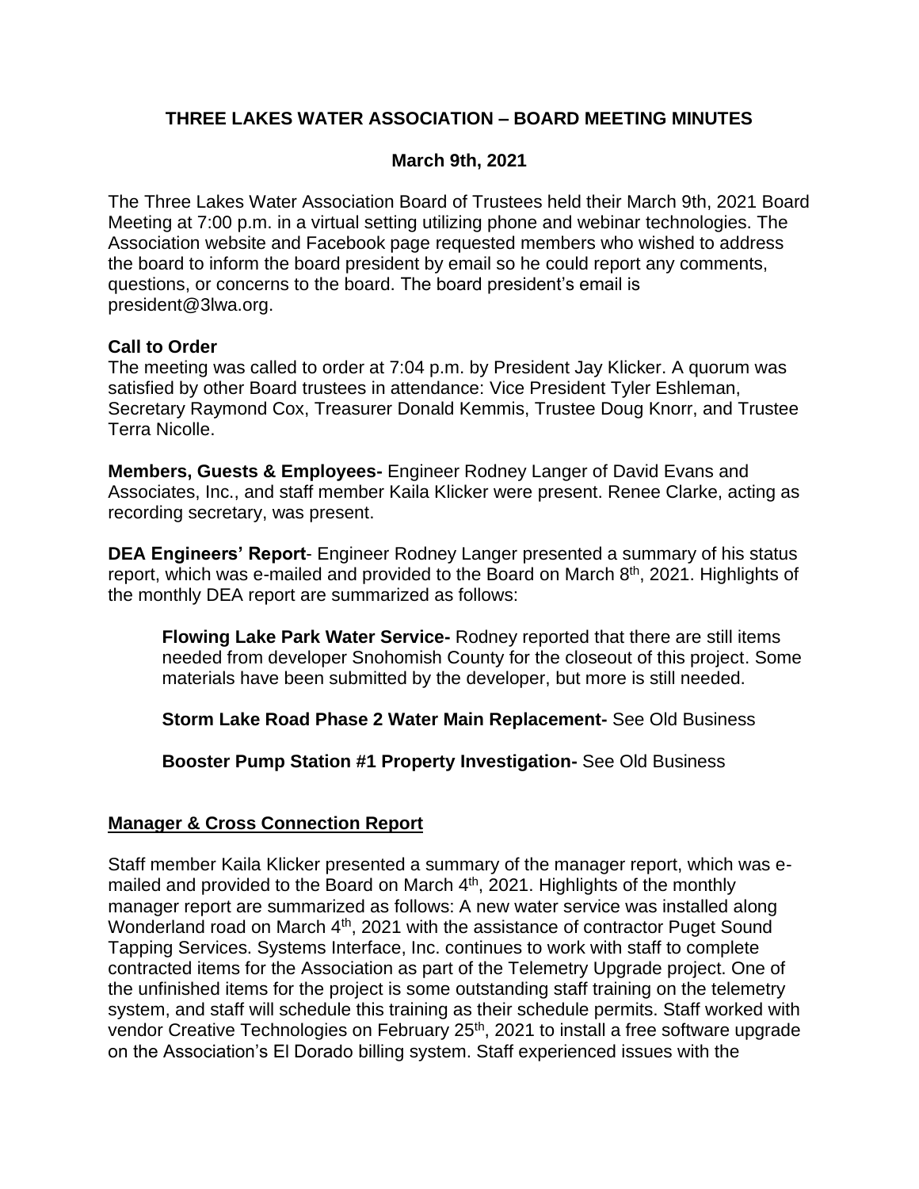# THREE LAKES WATER ASSOCIATION – BOARD MEETING MINUTES

## March 9th, 2021

The Three Lakes Water Association Board of Trustees held their March 9th, 2021 Board Meeting at 7:00 p.m. in a virtual setting utilizing phone and webinar technologies. The Association website and Facebook page requested members who wished to address the board to inform the board president by email so he could report any comments, questions, or concerns to the board. The board president's email is president@3lwa.org.

**Call to Order**
The meeting was called to order at 7:04 p.m. by President Jay Klicker. A quorum was satisfied by other Board trustees in attendance: Vice President Tyler Eshleman, Secretary Raymond Cox, Treasurer Donald Kemmis, Trustee Doug Knorr, and Trustee Terra Nicolle.

**Members, Guests & Employees-** Engineer Rodney Langer of David Evans and Associates, Inc., and staff member Kaila Klicker were present. Renee Clarke, acting as recording secretary, was present.

**DEA Engineers' Report**- Engineer Rodney Langer presented a summary of his status report, which was e-mailed and provided to the Board on March 8th, 2021. Highlights of the monthly DEA report are summarized as follows:

> **Flowing Lake Park Water Service-** Rodney reported that there are still items needed from developer Snohomish County for the closeout of this project. Some materials have been submitted by the developer, but more is still needed.
>
> **Storm Lake Road Phase 2 Water Main Replacement-** See Old Business
>
> **Booster Pump Station #1 Property Investigation-** See Old Business

**<u>Manager & Cross Connection Report</u>**

Staff member Kaila Klicker presented a summary of the manager report, which was e-mailed and provided to the Board on March 4th, 2021. Highlights of the monthly manager report are summarized as follows: A new water service was installed along Wonderland road on March 4th, 2021 with the assistance of contractor Puget Sound Tapping Services. Systems Interface, Inc. continues to work with staff to complete contracted items for the Association as part of the Telemetry Upgrade project. One of the unfinished items for the project is some outstanding staff training on the telemetry system, and staff will schedule this training as their schedule permits. Staff worked with vendor Creative Technologies on February 25th, 2021 to install a free software upgrade on the Association's El Dorado billing system. Staff experienced issues with the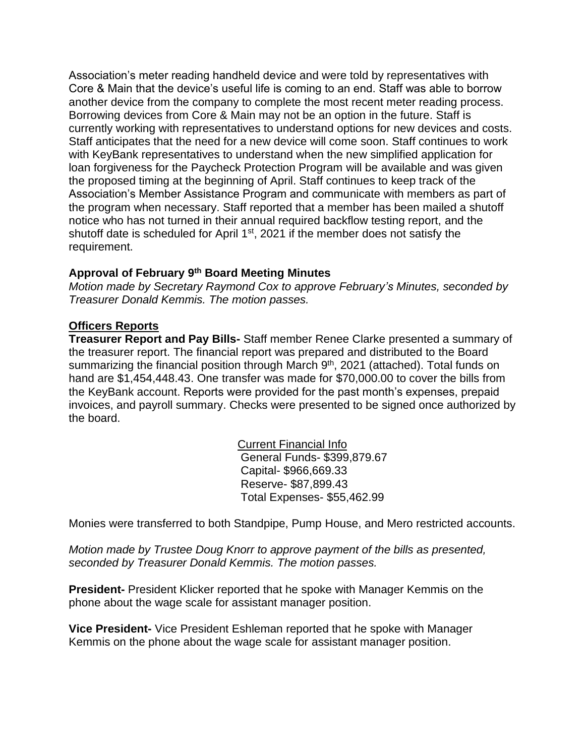Association's meter reading handheld device and were told by representatives with Core & Main that the device's useful life is coming to an end. Staff was able to borrow another device from the company to complete the most recent meter reading process. Borrowing devices from Core & Main may not be an option in the future. Staff is currently working with representatives to understand options for new devices and costs. Staff anticipates that the need for a new device will come soon. Staff continues to work with KeyBank representatives to understand when the new simplified application for loan forgiveness for the Paycheck Protection Program will be available and was given the proposed timing at the beginning of April. Staff continues to keep track of the Association's Member Assistance Program and communicate with members as part of the program when necessary. Staff reported that a member has been mailed a shutoff notice who has not turned in their annual required backflow testing report, and the shutoff date is scheduled for April 1st, 2021 if the member does not satisfy the requirement.

**Approval of February 9th Board Meeting Minutes**

*Motion made by Secretary Raymond Cox to approve February's Minutes, seconded by Treasurer Donald Kemmis. The motion passes.*

**Officers Reports**

**Treasurer Report and Pay Bills-** Staff member Renee Clarke presented a summary of the treasurer report. The financial report was prepared and distributed to the Board summarizing the financial position through March 9th, 2021 (attached). Total funds on hand are $1,454,448.43. One transfer was made for $70,000.00 to cover the bills from the KeyBank account. Reports were provided for the past month's expenses, prepaid invoices, and payroll summary. Checks were presented to be signed once authorized by the board.

Current Financial Info
General Funds- $399,879.67
Capital- $966,669.33
Reserve- $87,899.43
Total Expenses- $55,462.99

Monies were transferred to both Standpipe, Pump House, and Mero restricted accounts.

*Motion made by Trustee Doug Knorr to approve payment of the bills as presented, seconded by Treasurer Donald Kemmis. The motion passes.*

**President-** President Klicker reported that he spoke with Manager Kemmis on the phone about the wage scale for assistant manager position.

**Vice President-** Vice President Eshleman reported that he spoke with Manager Kemmis on the phone about the wage scale for assistant manager position.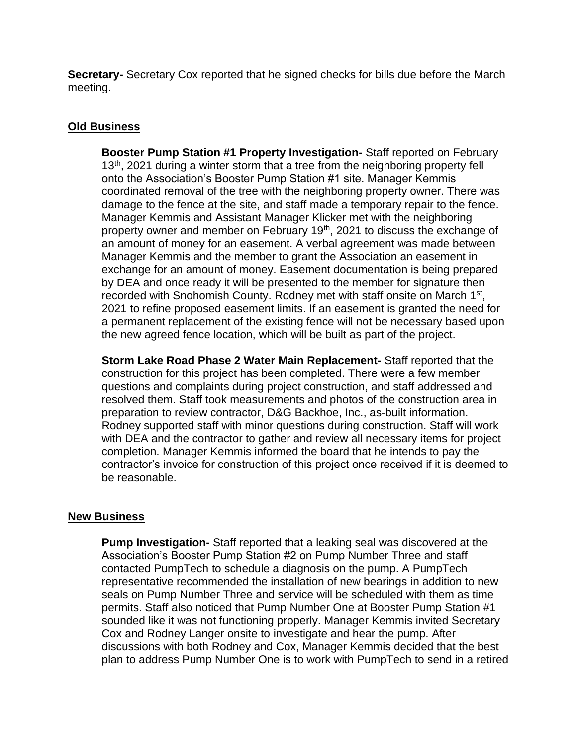**Secretary-** Secretary Cox reported that he signed checks for bills due before the March meeting.

## Old Business

**Booster Pump Station #1 Property Investigation-** Staff reported on February 13th, 2021 during a winter storm that a tree from the neighboring property fell onto the Association's Booster Pump Station #1 site. Manager Kemmis coordinated removal of the tree with the neighboring property owner. There was damage to the fence at the site, and staff made a temporary repair to the fence. Manager Kemmis and Assistant Manager Klicker met with the neighboring property owner and member on February 19th, 2021 to discuss the exchange of an amount of money for an easement. A verbal agreement was made between Manager Kemmis and the member to grant the Association an easement in exchange for an amount of money. Easement documentation is being prepared by DEA and once ready it will be presented to the member for signature then recorded with Snohomish County. Rodney met with staff onsite on March 1st, 2021 to refine proposed easement limits. If an easement is granted the need for a permanent replacement of the existing fence will not be necessary based upon the new agreed fence location, which will be built as part of the project.

**Storm Lake Road Phase 2 Water Main Replacement-** Staff reported that the construction for this project has been completed. There were a few member questions and complaints during project construction, and staff addressed and resolved them. Staff took measurements and photos of the construction area in preparation to review contractor, D&G Backhoe, Inc., as-built information. Rodney supported staff with minor questions during construction. Staff will work with DEA and the contractor to gather and review all necessary items for project completion. Manager Kemmis informed the board that he intends to pay the contractor's invoice for construction of this project once received if it is deemed to be reasonable.

## New Business

**Pump Investigation-** Staff reported that a leaking seal was discovered at the Association's Booster Pump Station #2 on Pump Number Three and staff contacted PumpTech to schedule a diagnosis on the pump. A PumpTech representative recommended the installation of new bearings in addition to new seals on Pump Number Three and service will be scheduled with them as time permits. Staff also noticed that Pump Number One at Booster Pump Station #1 sounded like it was not functioning properly. Manager Kemmis invited Secretary Cox and Rodney Langer onsite to investigate and hear the pump. After discussions with both Rodney and Cox, Manager Kemmis decided that the best plan to address Pump Number One is to work with PumpTech to send in a retired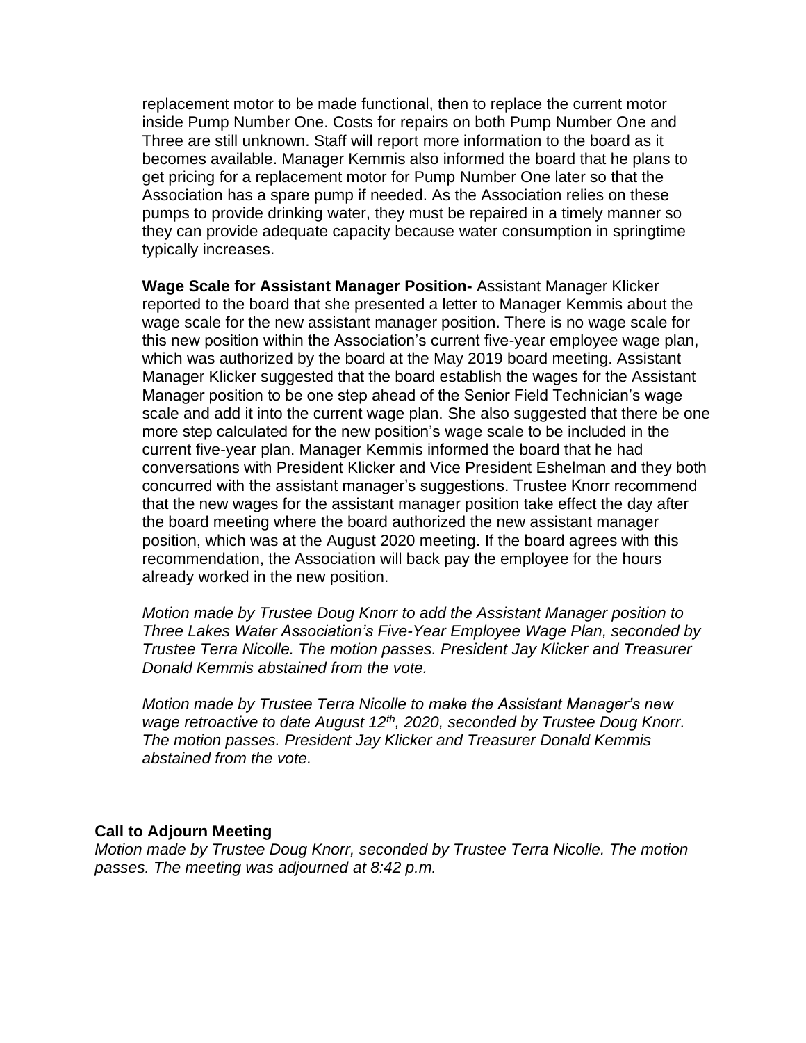replacement motor to be made functional, then to replace the current motor inside Pump Number One. Costs for repairs on both Pump Number One and Three are still unknown. Staff will report more information to the board as it becomes available. Manager Kemmis also informed the board that he plans to get pricing for a replacement motor for Pump Number One later so that the Association has a spare pump if needed. As the Association relies on these pumps to provide drinking water, they must be repaired in a timely manner so they can provide adequate capacity because water consumption in springtime typically increases.

**Wage Scale for Assistant Manager Position-** Assistant Manager Klicker reported to the board that she presented a letter to Manager Kemmis about the wage scale for the new assistant manager position. There is no wage scale for this new position within the Association's current five-year employee wage plan, which was authorized by the board at the May 2019 board meeting. Assistant Manager Klicker suggested that the board establish the wages for the Assistant Manager position to be one step ahead of the Senior Field Technician's wage scale and add it into the current wage plan. She also suggested that there be one more step calculated for the new position's wage scale to be included in the current five-year plan. Manager Kemmis informed the board that he had conversations with President Klicker and Vice President Eshelman and they both concurred with the assistant manager's suggestions. Trustee Knorr recommend that the new wages for the assistant manager position take effect the day after the board meeting where the board authorized the new assistant manager position, which was at the August 2020 meeting. If the board agrees with this recommendation, the Association will back pay the employee for the hours already worked in the new position.

*Motion made by Trustee Doug Knorr to add the Assistant Manager position to Three Lakes Water Association's Five-Year Employee Wage Plan, seconded by Trustee Terra Nicolle. The motion passes. President Jay Klicker and Treasurer Donald Kemmis abstained from the vote.*

*Motion made by Trustee Terra Nicolle to make the Assistant Manager's new wage retroactive to date August 12th, 2020, seconded by Trustee Doug Knorr. The motion passes. President Jay Klicker and Treasurer Donald Kemmis abstained from the vote.*

**Call to Adjourn Meeting**

*Motion made by Trustee Doug Knorr, seconded by Trustee Terra Nicolle. The motion passes. The meeting was adjourned at 8:42 p.m.*